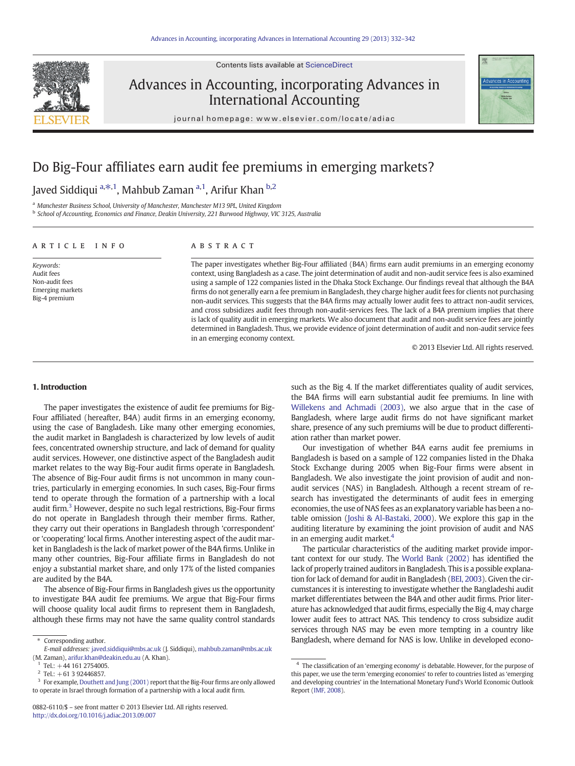Contents lists available at ScienceDirect

# Advances in Accounting, incorporating Advances in International Accounting

journal homepage: www.elsevier.com/locate/adiac

# Do Big-Four affiliates earn audit fee premiums in emerging markets?

Javed Siddiqui [a,*,1], Mahbub Zaman [a,1], Arifur Khan [b,2]

[a] Manchester Business School, University of Manchester, Manchester M13 9PL, United Kingdom

[b] School of Accounting, Economics and Finance, Deakin University, 221 Burwood Highway, VIC 3125, Australia

## ARTICLE INFO

*Keywords:*
Audit fees
Non-audit fees
Emerging markets
Big-4 premium

## ABSTRACT

The paper investigates whether Big-Four affiliated (B4A) firms earn audit premiums in an emerging economy context, using Bangladesh as a case. The joint determination of audit and non-audit service fees is also examined using a sample of 122 companies listed in the Dhaka Stock Exchange. Our findings reveal that although the B4A firms do not generally earn a fee premium in Bangladesh, they charge higher audit fees for clients not purchasing non-audit services. This suggests that the B4A firms may actually lower audit fees to attract non-audit services, and cross subsidizes audit fees through non-audit-services fees. The lack of a B4A premium implies that there is lack of quality audit in emerging markets. We also document that audit and non-audit service fees are jointly determined in Bangladesh. Thus, we provide evidence of joint determination of audit and non-audit service fees in an emerging economy context.

© 2013 Elsevier Ltd. All rights reserved.

## 1. Introduction

The paper investigates the existence of audit fee premiums for Big-Four affiliated (hereafter, B4A) audit firms in an emerging economy, using the case of Bangladesh. Like many other emerging economies, the audit market in Bangladesh is characterized by low levels of audit fees, concentrated ownership structure, and lack of demand for quality audit services. However, one distinctive aspect of the Bangladesh audit market relates to the way Big-Four audit firms operate in Bangladesh. The absence of Big-Four audit firms is not uncommon in many countries, particularly in emerging economies. In such cases, Big-Four firms tend to operate through the formation of a partnership with a local audit firm.[3] However, despite no such legal restrictions, Big-Four firms do not operate in Bangladesh through their member firms. Rather, they carry out their operations in Bangladesh through 'correspondent' or 'cooperating' local firms. Another interesting aspect of the audit market in Bangladesh is the lack of market power of the B4A firms. Unlike in many other countries, Big-Four affiliate firms in Bangladesh do not enjoy a substantial market share, and only 17% of the listed companies are audited by the B4A.

The absence of Big-Four firms in Bangladesh gives us the opportunity to investigate B4A audit fee premiums. We argue that Big-Four firms will choose quality local audit firms to represent them in Bangladesh, although these firms may not have the same quality control standards such as the Big 4. If the market differentiates quality of audit services, the B4A firms will earn substantial audit fee premiums. In line with Willekens and Achmadi (2003), we also argue that in the case of Bangladesh, where large audit firms do not have significant market share, presence of any such premiums will be due to product differentiation rather than market power.

Our investigation of whether B4A earns audit fee premiums in Bangladesh is based on a sample of 122 companies listed in the Dhaka Stock Exchange during 2005 when Big-Four firms were absent in Bangladesh. We also investigate the joint provision of audit and non-audit services (NAS) in Bangladesh. Although a recent stream of research has investigated the determinants of audit fees in emerging economies, the use of NAS fees as an explanatory variable has been a notable omission (Joshi & Al-Bastaki, 2000). We explore this gap in the auditing literature by examining the joint provision of audit and NAS in an emerging audit market.[4]

The particular characteristics of the auditing market provide important context for our study. The World Bank (2002) has identified the lack of properly trained auditors in Bangladesh. This is a possible explanation for lack of demand for audit in Bangladesh (BEI, 2003). Given the circumstances it is interesting to investigate whether the Bangladeshi audit market differentiates between the B4A and other audit firms. Prior literature has acknowledged that audit firms, especially the Big 4, may charge lower audit fees to attract NAS. This tendency to cross subsidize audit services through NAS may be even more tempting in a country like Bangladesh, where demand for NAS is low. Unlike in developed econo-

---

* Corresponding author.
E-mail addresses: javed.siddiqui@mbs.ac.uk (J. Siddiqui), mahbub.zaman@mbs.ac.uk (M. Zaman), arifur.khan@deakin.edu.au (A. Khan).

[1] Tel.: +44 161 2754005.

[2] Tel.: +61 3 92446857.

[3] For example, Douthett and Jung (2001) report that the Big-Four firms are only allowed to operate in Israel through formation of a partnership with a local audit firm.

[4] The classification of an 'emerging economy' is debatable. However, for the purpose of this paper, we use the term 'emerging economies' to refer to countries listed as 'emerging and developing countries' in the International Monetary Fund's World Economic Outlook Report (IMF, 2008).

0882-6110/$ – see front matter © 2013 Elsevier Ltd. All rights reserved.
http://dx.doi.org/10.1016/j.adiac.2013.09.007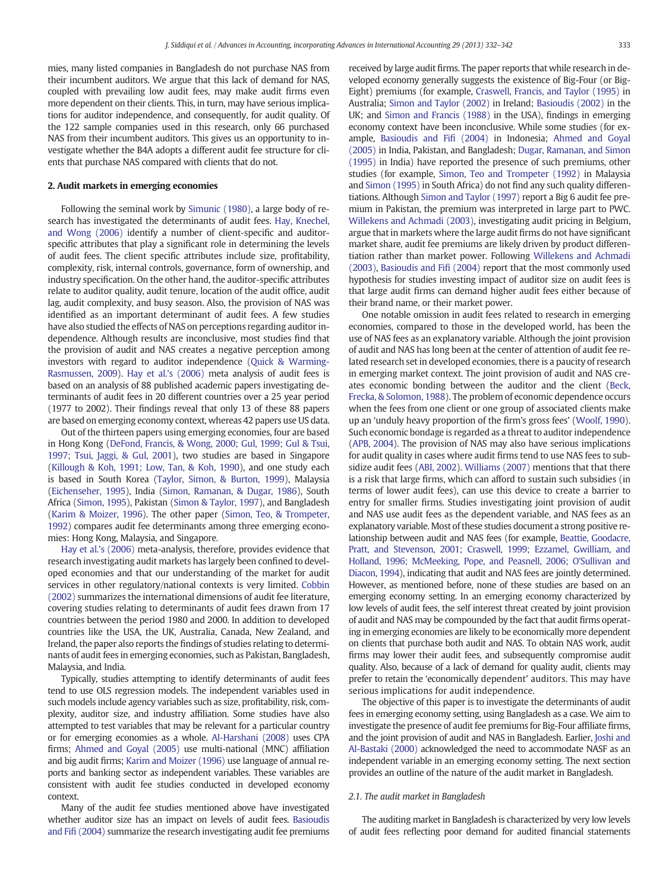mies, many listed companies in Bangladesh do not purchase NAS from their incumbent auditors. We argue that this lack of demand for NAS, coupled with prevailing low audit fees, may make audit firms even more dependent on their clients. This, in turn, may have serious implications for auditor independence, and consequently, for audit quality. Of the 122 sample companies used in this research, only 66 purchased NAS from their incumbent auditors. This gives us an opportunity to investigate whether the B4A adopts a different audit fee structure for clients that purchase NAS compared with clients that do not.

## 2. Audit markets in emerging economies

Following the seminal work by Simunic (1980), a large body of research has investigated the determinants of audit fees. Hay, Knechel, and Wong (2006) identify a number of client-specific and auditor-specific attributes that play a significant role in determining the levels of audit fees. The client specific attributes include size, profitability, complexity, risk, internal controls, governance, form of ownership, and industry specification. On the other hand, the auditor-specific attributes relate to auditor quality, audit tenure, location of the audit office, audit lag, audit complexity, and busy season. Also, the provision of NAS was identified as an important determinant of audit fees. A few studies have also studied the effects of NAS on perceptions regarding auditor independence. Although results are inconclusive, most studies find that the provision of audit and NAS creates a negative perception among investors with regard to auditor independence (Quick & Warming-Rasmussen, 2009). Hay et al.'s (2006) meta analysis of audit fees is based on an analysis of 88 published academic papers investigating determinants of audit fees in 20 different countries over a 25 year period (1977 to 2002). Their findings reveal that only 13 of these 88 papers are based on emerging economy context, whereas 42 papers use US data.

Out of the thirteen papers using emerging economies, four are based in Hong Kong (DeFond, Francis, & Wong, 2000; Gul, 1999; Gul & Tsui, 1997; Tsui, Jaggi, & Gul, 2001), two studies are based in Singapore (Killough & Koh, 1991; Low, Tan, & Koh, 1990), and one study each is based in South Korea (Taylor, Simon, & Burton, 1999), Malaysia (Eichenseher, 1995), India (Simon, Ramanan, & Dugar, 1986), South Africa (Simon, 1995), Pakistan (Simon & Taylor, 1997), and Bangladesh (Karim & Moizer, 1996). The other paper (Simon, Teo, & Trompeter, 1992) compares audit fee determinants among three emerging economies: Hong Kong, Malaysia, and Singapore.

Hay et al.'s (2006) meta-analysis, therefore, provides evidence that research investigating audit markets has largely been confined to developed economies and that our understanding of the market for audit services in other regulatory/national contexts is very limited. Cobbin (2002) summarizes the international dimensions of audit fee literature, covering studies relating to determinants of audit fees drawn from 17 countries between the period 1980 and 2000. In addition to developed countries like the USA, the UK, Australia, Canada, New Zealand, and Ireland, the paper also reports the findings of studies relating to determinants of audit fees in emerging economies, such as Pakistan, Bangladesh, Malaysia, and India.

Typically, studies attempting to identify determinants of audit fees tend to use OLS regression models. The independent variables used in such models include agency variables such as size, profitability, risk, complexity, auditor size, and industry affiliation. Some studies have also attempted to test variables that may be relevant for a particular country or for emerging economies as a whole. Al-Harshani (2008) uses CPA firms; Ahmed and Goyal (2005) use multi-national (MNC) affiliation and big audit firms; Karim and Moizer (1996) use language of annual reports and banking sector as independent variables. These variables are consistent with audit fee studies conducted in developed economy context.

Many of the audit fee studies mentioned above have investigated whether auditor size has an impact on levels of audit fees. Basioudis and Fifi (2004) summarize the research investigating audit fee premiums received by large audit firms. The paper reports that while research in developed economy generally suggests the existence of Big-Four (or Big-Eight) premiums (for example, Craswell, Francis, and Taylor (1995) in Australia; Simon and Taylor (2002) in Ireland; Basioudis (2002) in the UK; and Simon and Francis (1988) in the USA), findings in emerging economy context have been inconclusive. While some studies (for example, Basioudis and Fifi (2004) in Indonesia; Ahmed and Goyal (2005) in India, Pakistan, and Bangladesh; Dugar, Ramanan, and Simon (1995) in India) have reported the presence of such premiums, other studies (for example, Simon, Teo and Trompeter (1992) in Malaysia and Simon (1995) in South Africa) do not find any such quality differentiations. Although Simon and Taylor (1997) report a Big 6 audit fee premium in Pakistan, the premium was interpreted in large part to PWC. Willekens and Achmadi (2003), investigating audit pricing in Belgium, argue that in markets where the large audit firms do not have significant market share, audit fee premiums are likely driven by product differentiation rather than market power. Following Willekens and Achmadi (2003), Basioudis and Fifi (2004) report that the most commonly used hypothesis for studies investing impact of auditor size on audit fees is that large audit firms can demand higher audit fees either because of their brand name, or their market power.

One notable omission in audit fees related to research in emerging economies, compared to those in the developed world, has been the use of NAS fees as an explanatory variable. Although the joint provision of audit and NAS has long been at the center of attention of audit fee related research set in developed economies, there is a paucity of research in emerging market context. The joint provision of audit and NAS creates economic bonding between the auditor and the client (Beck, Frecka, & Solomon, 1988). The problem of economic dependence occurs when the fees from one client or one group of associated clients make up an 'unduly heavy proportion of the firm's gross fees' (Woolf, 1990). Such economic bondage is regarded as a threat to auditor independence (APB, 2004). The provision of NAS may also have serious implications for audit quality in cases where audit firms tend to use NAS fees to subsidize audit fees (ABI, 2002). Williams (2007) mentions that that there is a risk that large firms, which can afford to sustain such subsidies (in terms of lower audit fees), can use this device to create a barrier to entry for smaller firms. Studies investigating joint provision of audit and NAS use audit fees as the dependent variable, and NAS fees as an explanatory variable. Most of these studies document a strong positive relationship between audit and NAS fees (for example, Beattie, Goodacre, Pratt, and Stevenson, 2001; Craswell, 1999; Ezzamel, Gwilliam, and Holland, 1996; McMeeking, Pope, and Peasnell, 2006; O'Sullivan and Diacon, 1994), indicating that audit and NAS fees are jointly determined. However, as mentioned before, none of these studies are based on an emerging economy setting. In an emerging economy characterized by low levels of audit fees, the self interest threat created by joint provision of audit and NAS may be compounded by the fact that audit firms operating in emerging economies are likely to be economically more dependent on clients that purchase both audit and NAS. To obtain NAS work, audit firms may lower their audit fees, and subsequently compromise audit quality. Also, because of a lack of demand for quality audit, clients may prefer to retain the 'economically dependent' auditors. This may have serious implications for audit independence.

The objective of this paper is to investigate the determinants of audit fees in emerging economy setting, using Bangladesh as a case. We aim to investigate the presence of audit fee premiums for Big-Four affiliate firms, and the joint provision of audit and NAS in Bangladesh. Earlier, Joshi and Al-Bastaki (2000) acknowledged the need to accommodate NASF as an independent variable in an emerging economy setting. The next section provides an outline of the nature of the audit market in Bangladesh.

### 2.1. The audit market in Bangladesh

The auditing market in Bangladesh is characterized by very low levels of audit fees reflecting poor demand for audited financial statements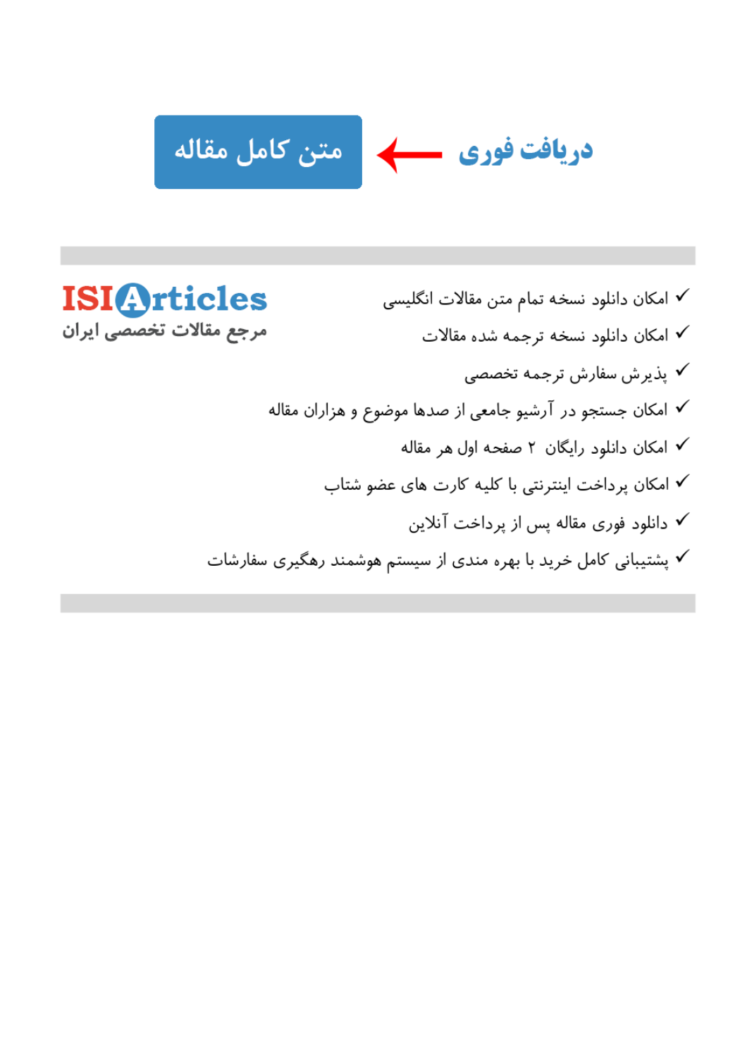دریافت فوری ← متن کامل مقاله

**ISIArticles**
مرجع مقالات تخصصی ایران

- ✓ امکان دانلود نسخه تمام متن مقالات انگلیسی
- ✓ امکان دانلود نسخه ترجمه شده مقالات
- ✓ پذیرش سفارش ترجمه تخصصی
- ✓ امکان جستجو در آرشیو جامعی از صدها موضوع و هزاران مقاله
- ✓ امکان دانلود رایگان ۲ صفحه اول هر مقاله
- ✓ امکان پرداخت اینترنتی با کلیه کارت های عضو شتاب
- ✓ دانلود فوری مقاله پس از پرداخت آنلاین
- ✓ پشتیبانی کامل خرید با بهره مندی از سیستم هوشمند رهگیری سفارشات